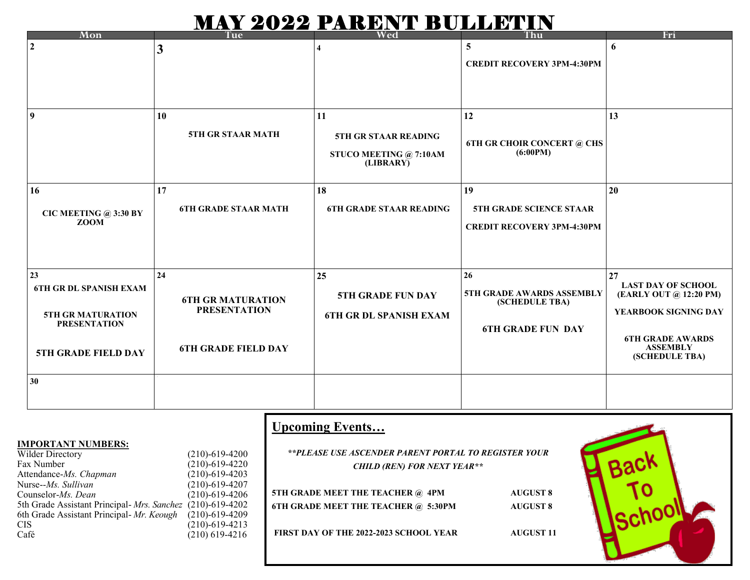# MAY 2022 PARENT BULLETIN

| Mon | Tue | Wed | Thu | Fri |
| --- | --- | --- | --- | --- |
| 2 | 3 | 4 | 5<br>CREDIT RECOVERY 3PM-4:30PM | 6 |
| 9 | 10<br>5TH GR STAAR MATH | 11<br>5TH GR STAAR READING<br>STUCO MEETING @ 7:10AM (LIBRARY) | 12<br>6TH GR CHOIR CONCERT @ CHS (6:00PM) | 13 |
| 16<br>CIC MEETING @ 3:30 BY ZOOM | 17<br>6TH GRADE STAAR MATH | 18<br>6TH GRADE STAAR READING | 19<br>5TH GRADE SCIENCE STAAR<br>CREDIT RECOVERY 3PM-4:30PM | 20 |
| 23<br>6TH GR DL SPANISH EXAM<br>5TH GR MATURATION PRESENTATION<br>5TH GRADE FIELD DAY | 24<br>6TH GR MATURATION PRESENTATION<br>6TH GRADE FIELD DAY | 25<br>5TH GRADE FUN DAY<br>6TH GR DL SPANISH EXAM | 26<br>5TH GRADE AWARDS ASSEMBLY (SCHEDULE TBA)<br>6TH GRADE FUN DAY | 27<br>LAST DAY OF SCHOOL (EARLY OUT @ 12:20 PM)<br>YEARBOOK SIGNING DAY<br>6TH GRADE AWARDS ASSEMBLY (SCHEDULE TBA) |
| 30 | | | | |

**IMPORTANT NUMBERS:**

| | |
| --- | --- |
| Wilder Directory | (210)-619-4200 |
| Fax Number | (210)-619-4220 |
| Attendance-*Ms. Chapman* | (210)-619-4203 |
| Nurse--*Ms. Sullivan* | (210)-619-4207 |
| Counselor-*Ms. Dean* | (210)-619-4206 |
| 5th Grade Assistant Principal- *Mrs. Sanchez* | (210)-619-4202 |
| 6th Grade Assistant Principal- *Mr. Keough* | (210)-619-4209 |
| CIS | (210)-619-4213 |
| Café | (210) 619-4216 |

## Upcoming Events…

***PLEASE USE ASCENDER PARENT PORTAL TO REGISTER YOUR CHILD (REN) FOR NEXT YEAR***

| | |
| --- | --- |
| 5TH GRADE MEET THE TEACHER @ 4PM | AUGUST 8 |
| 6TH GRADE MEET THE TEACHER @ 5:30PM | AUGUST 8 |
| FIRST DAY OF THE 2022-2023 SCHOOL YEAR | AUGUST 11 |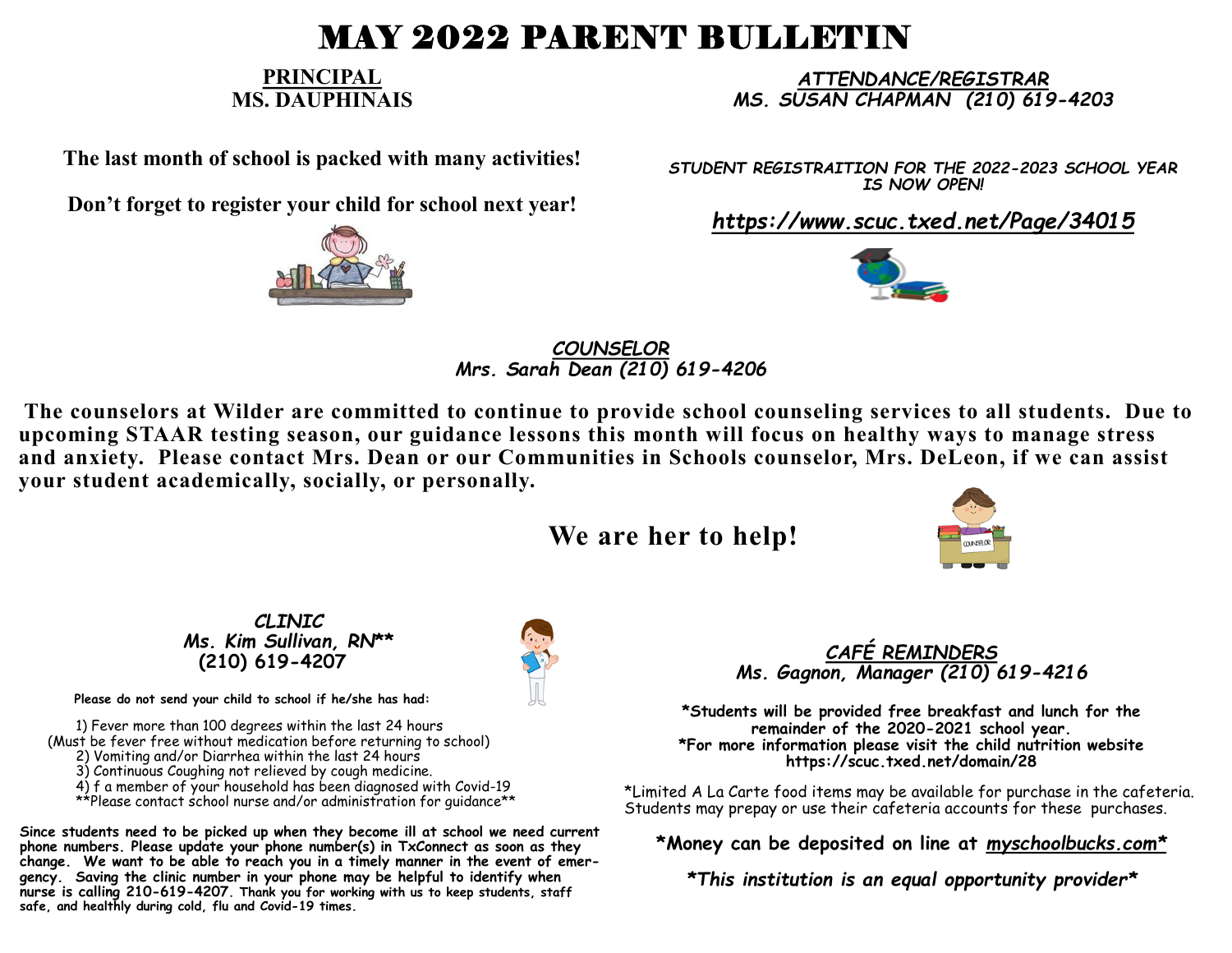# MAY 2022 PARENT BULLETIN

## PRINCIPAL
## MS. DAUPHINAIS

**The last month of school is packed with many activities!**

**Don't forget to register your child for school next year!**

## *ATTENDANCE/REGISTRAR*
### *MS. SUSAN CHAPMAN (210) 619-4203*

***STUDENT REGISTRAITION FOR THE 2022-2023 SCHOOL YEAR IS NOW OPEN!***

***https://www.scuc.txed.net/Page/34015***

## *COUNSELOR*
### *Mrs. Sarah Dean (210) 619-4206*

**The counselors at Wilder are committed to continue to provide school counseling services to all students. Due to upcoming STAAR testing season, our guidance lessons this month will focus on healthy ways to manage stress and anxiety. Please contact Mrs. Dean or our Communities in Schools counselor, Mrs. DeLeon, if we can assist your student academically, socially, or personally.**

**We are her to help!**

## *CLINIC*
### *Ms. Kim Sullivan, RN***
### *(210) 619-4207*

**Please do not send your child to school if he/she has had:**

1) Fever more than 100 degrees within the last 24 hours
(Must be fever free without medication before returning to school)
2) Vomiting and/or Diarrhea within the last 24 hours
3) Continuous Coughing not relieved by cough medicine.
4) f a member of your household has been diagnosed with Covid-19
**Please contact school nurse and/or administration for guidance**

**Since students need to be picked up when they become ill at school we need current phone numbers. Please update your phone number(s) in TxConnect as soon as they change. We want to be able to reach you in a timely manner in the event of emergency. Saving the clinic number in your phone may be helpful to identify when nurse is calling 210-619-4207. Thank you for working with us to keep students, staff safe, and healthly during cold, flu and Covid-19 times.**

## *CAFÉ REMINDERS*
### *Ms. Gagnon, Manager (210) 619-4216*

**\*Students will be provided free breakfast and lunch for the remainder of the 2020-2021 school year.**
**\*For more information please visit the child nutrition website https://scuc.txed.net/domain/28**

*Limited A La Carte food items may be available for purchase in the cafeteria. Students may prepay or use their cafeteria accounts for these purchases.

**\*Money can be deposited on line at *myschoolbucks.com*\***

***\*This institution is an equal opportunity provider\****